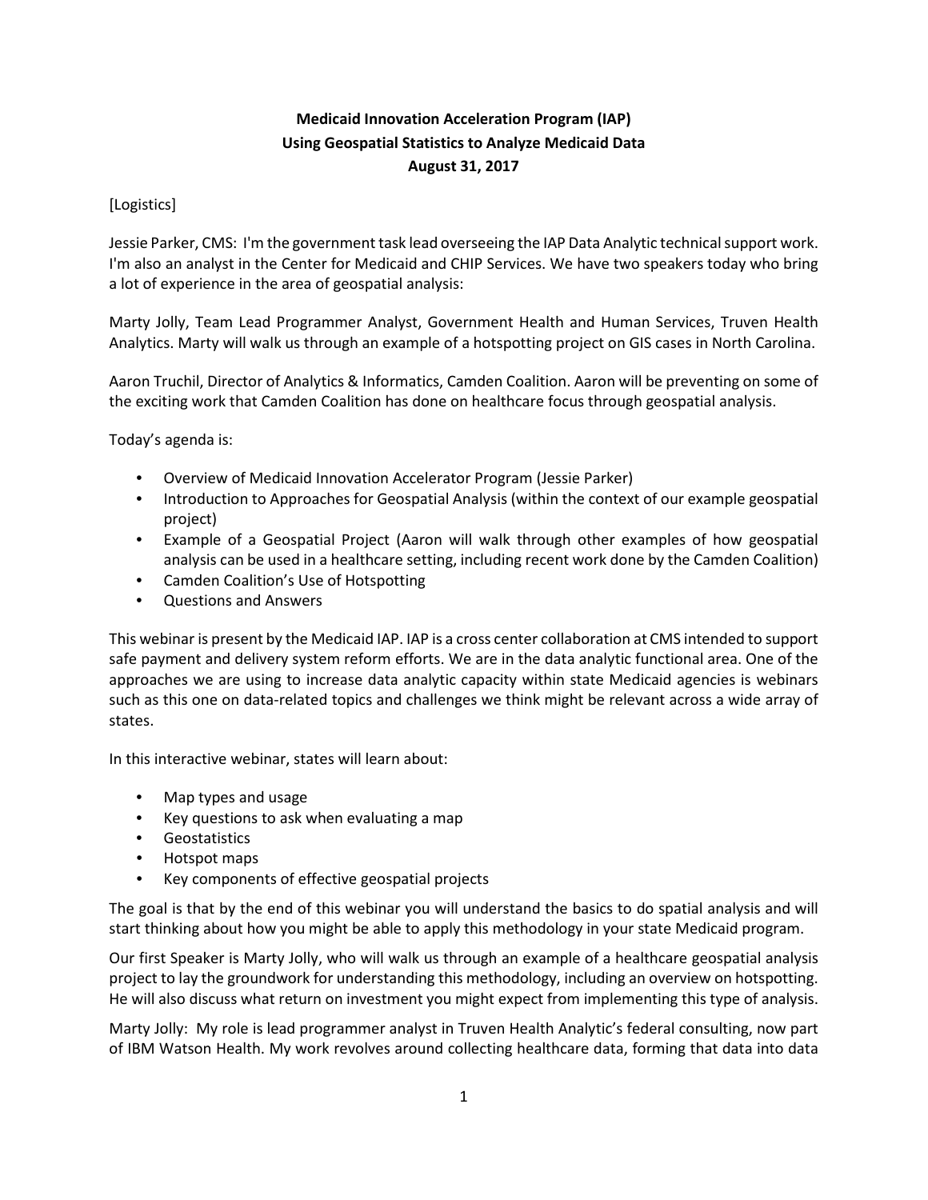# Medicaid Innovation Acceleration Program (IAP)
## Using Geospatial Statistics to Analyze Medicaid Data
### August 31, 2017

[Logistics]

Jessie Parker, CMS: I'm the government task lead overseeing the IAP Data Analytic technical support work. I'm also an analyst in the Center for Medicaid and CHIP Services. We have two speakers today who bring a lot of experience in the area of geospatial analysis:

Marty Jolly, Team Lead Programmer Analyst, Government Health and Human Services, Truven Health Analytics. Marty will walk us through an example of a hotspotting project on GIS cases in North Carolina.

Aaron Truchil, Director of Analytics & Informatics, Camden Coalition. Aaron will be preventing on some of the exciting work that Camden Coalition has done on healthcare focus through geospatial analysis.

Today's agenda is:

- Overview of Medicaid Innovation Accelerator Program (Jessie Parker)
- Introduction to Approaches for Geospatial Analysis (within the context of our example geospatial project)
- Example of a Geospatial Project (Aaron will walk through other examples of how geospatial analysis can be used in a healthcare setting, including recent work done by the Camden Coalition)
- Camden Coalition's Use of Hotspotting
- Questions and Answers

This webinar is present by the Medicaid IAP. IAP is a cross center collaboration at CMS intended to support safe payment and delivery system reform efforts. We are in the data analytic functional area. One of the approaches we are using to increase data analytic capacity within state Medicaid agencies is webinars such as this one on data-related topics and challenges we think might be relevant across a wide array of states.

In this interactive webinar, states will learn about:

- Map types and usage
- Key questions to ask when evaluating a map
- Geostatistics
- Hotspot maps
- Key components of effective geospatial projects

The goal is that by the end of this webinar you will understand the basics to do spatial analysis and will start thinking about how you might be able to apply this methodology in your state Medicaid program.

Our first Speaker is Marty Jolly, who will walk us through an example of a healthcare geospatial analysis project to lay the groundwork for understanding this methodology, including an overview on hotspotting. He will also discuss what return on investment you might expect from implementing this type of analysis.

Marty Jolly: My role is lead programmer analyst in Truven Health Analytic's federal consulting, now part of IBM Watson Health. My work revolves around collecting healthcare data, forming that data into data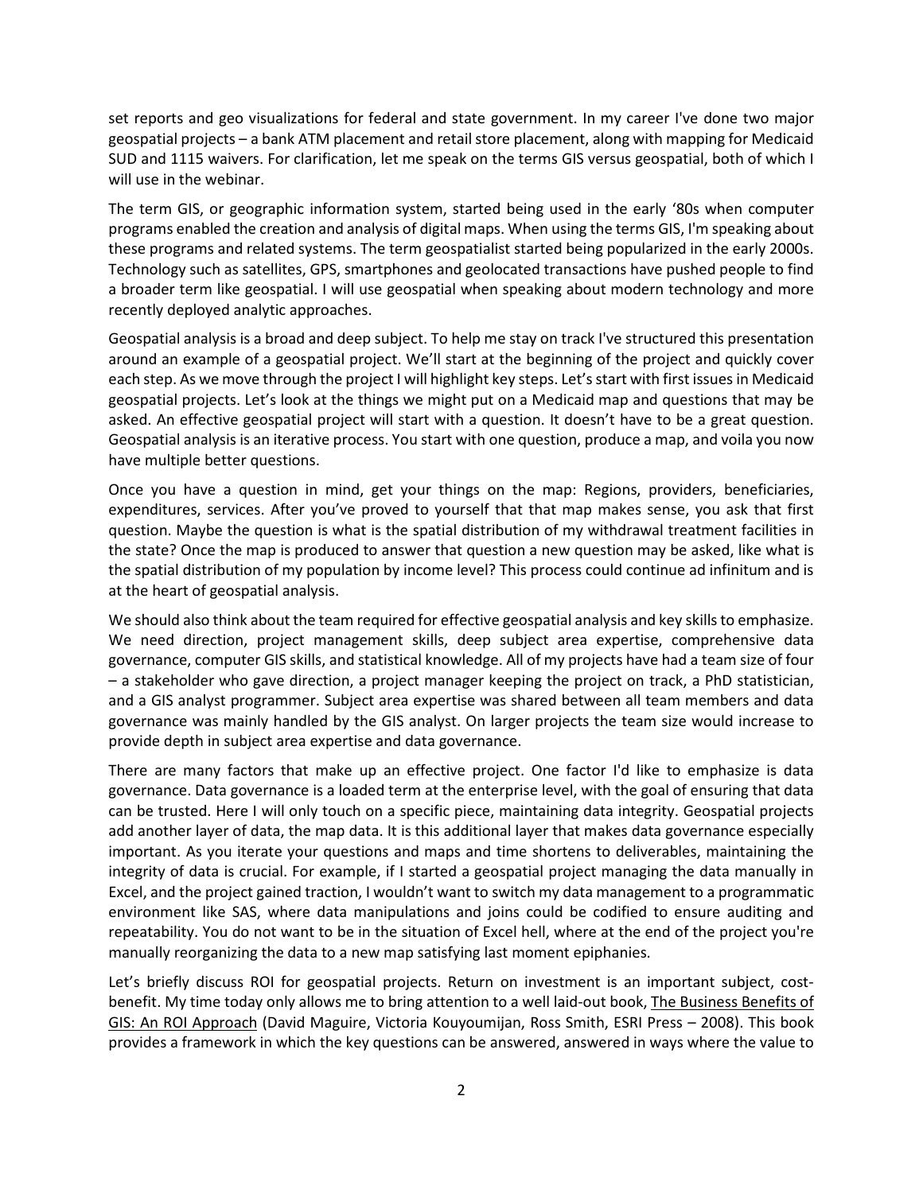set reports and geo visualizations for federal and state government. In my career I've done two major geospatial projects – a bank ATM placement and retail store placement, along with mapping for Medicaid SUD and 1115 waivers. For clarification, let me speak on the terms GIS versus geospatial, both of which I will use in the webinar.

The term GIS, or geographic information system, started being used in the early '80s when computer programs enabled the creation and analysis of digital maps. When using the terms GIS, I'm speaking about these programs and related systems. The term geospatialist started being popularized in the early 2000s. Technology such as satellites, GPS, smartphones and geolocated transactions have pushed people to find a broader term like geospatial. I will use geospatial when speaking about modern technology and more recently deployed analytic approaches.

Geospatial analysis is a broad and deep subject. To help me stay on track I've structured this presentation around an example of a geospatial project. We'll start at the beginning of the project and quickly cover each step. As we move through the project I will highlight key steps. Let's start with first issues in Medicaid geospatial projects. Let's look at the things we might put on a Medicaid map and questions that may be asked. An effective geospatial project will start with a question. It doesn't have to be a great question. Geospatial analysis is an iterative process. You start with one question, produce a map, and voila you now have multiple better questions.

Once you have a question in mind, get your things on the map: Regions, providers, beneficiaries, expenditures, services. After you've proved to yourself that that map makes sense, you ask that first question. Maybe the question is what is the spatial distribution of my withdrawal treatment facilities in the state? Once the map is produced to answer that question a new question may be asked, like what is the spatial distribution of my population by income level? This process could continue ad infinitum and is at the heart of geospatial analysis.

We should also think about the team required for effective geospatial analysis and key skills to emphasize. We need direction, project management skills, deep subject area expertise, comprehensive data governance, computer GIS skills, and statistical knowledge. All of my projects have had a team size of four – a stakeholder who gave direction, a project manager keeping the project on track, a PhD statistician, and a GIS analyst programmer. Subject area expertise was shared between all team members and data governance was mainly handled by the GIS analyst. On larger projects the team size would increase to provide depth in subject area expertise and data governance.

There are many factors that make up an effective project. One factor I'd like to emphasize is data governance. Data governance is a loaded term at the enterprise level, with the goal of ensuring that data can be trusted. Here I will only touch on a specific piece, maintaining data integrity. Geospatial projects add another layer of data, the map data. It is this additional layer that makes data governance especially important. As you iterate your questions and maps and time shortens to deliverables, maintaining the integrity of data is crucial. For example, if I started a geospatial project managing the data manually in Excel, and the project gained traction, I wouldn't want to switch my data management to a programmatic environment like SAS, where data manipulations and joins could be codified to ensure auditing and repeatability. You do not want to be in the situation of Excel hell, where at the end of the project you're manually reorganizing the data to a new map satisfying last moment epiphanies.

Let's briefly discuss ROI for geospatial projects. Return on investment is an important subject, cost-benefit. My time today only allows me to bring attention to a well laid-out book, The Business Benefits of GIS: An ROI Approach (David Maguire, Victoria Kouyoumijan, Ross Smith, ESRI Press – 2008). This book provides a framework in which the key questions can be answered, answered in ways where the value to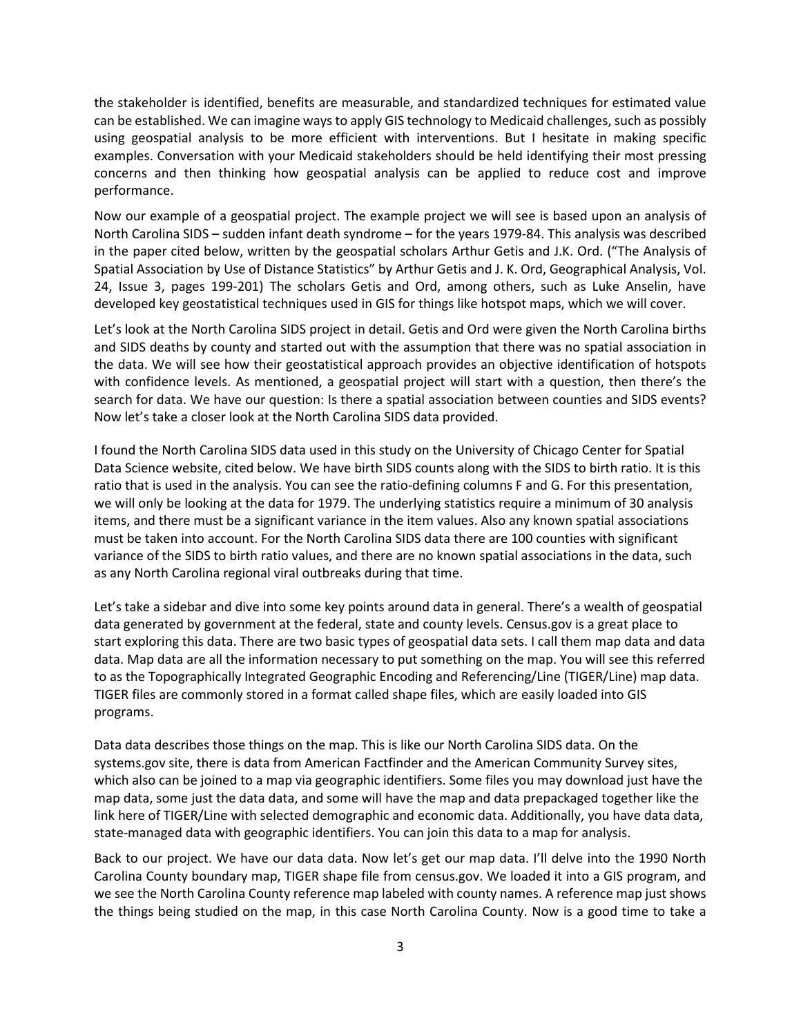the stakeholder is identified, benefits are measurable, and standardized techniques for estimated value can be established. We can imagine ways to apply GIS technology to Medicaid challenges, such as possibly using geospatial analysis to be more efficient with interventions. But I hesitate in making specific examples. Conversation with your Medicaid stakeholders should be held identifying their most pressing concerns and then thinking how geospatial analysis can be applied to reduce cost and improve performance.

Now our example of a geospatial project. The example project we will see is based upon an analysis of North Carolina SIDS – sudden infant death syndrome – for the years 1979-84. This analysis was described in the paper cited below, written by the geospatial scholars Arthur Getis and J.K. Ord. ("The Analysis of Spatial Association by Use of Distance Statistics" by Arthur Getis and J. K. Ord, Geographical Analysis, Vol. 24, Issue 3, pages 199-201) The scholars Getis and Ord, among others, such as Luke Anselin, have developed key geostatistical techniques used in GIS for things like hotspot maps, which we will cover.

Let's look at the North Carolina SIDS project in detail. Getis and Ord were given the North Carolina births and SIDS deaths by county and started out with the assumption that there was no spatial association in the data. We will see how their geostatistical approach provides an objective identification of hotspots with confidence levels. As mentioned, a geospatial project will start with a question, then there's the search for data. We have our question: Is there a spatial association between counties and SIDS events? Now let's take a closer look at the North Carolina SIDS data provided.

I found the North Carolina SIDS data used in this study on the University of Chicago Center for Spatial Data Science website, cited below. We have birth SIDS counts along with the SIDS to birth ratio. It is this ratio that is used in the analysis. You can see the ratio-defining columns F and G. For this presentation, we will only be looking at the data for 1979. The underlying statistics require a minimum of 30 analysis items, and there must be a significant variance in the item values. Also any known spatial associations must be taken into account. For the North Carolina SIDS data there are 100 counties with significant variance of the SIDS to birth ratio values, and there are no known spatial associations in the data, such as any North Carolina regional viral outbreaks during that time.

Let's take a sidebar and dive into some key points around data in general. There's a wealth of geospatial data generated by government at the federal, state and county levels. Census.gov is a great place to start exploring this data. There are two basic types of geospatial data sets. I call them map data and data data. Map data are all the information necessary to put something on the map. You will see this referred to as the Topographically Integrated Geographic Encoding and Referencing/Line (TIGER/Line) map data. TIGER files are commonly stored in a format called shape files, which are easily loaded into GIS programs.

Data data describes those things on the map. This is like our North Carolina SIDS data. On the systems.gov site, there is data from American Factfinder and the American Community Survey sites, which also can be joined to a map via geographic identifiers. Some files you may download just have the map data, some just the data data, and some will have the map and data prepackaged together like the link here of TIGER/Line with selected demographic and economic data. Additionally, you have data data, state-managed data with geographic identifiers. You can join this data to a map for analysis.

Back to our project. We have our data data. Now let's get our map data. I'll delve into the 1990 North Carolina County boundary map, TIGER shape file from census.gov. We loaded it into a GIS program, and we see the North Carolina County reference map labeled with county names. A reference map just shows the things being studied on the map, in this case North Carolina County. Now is a good time to take a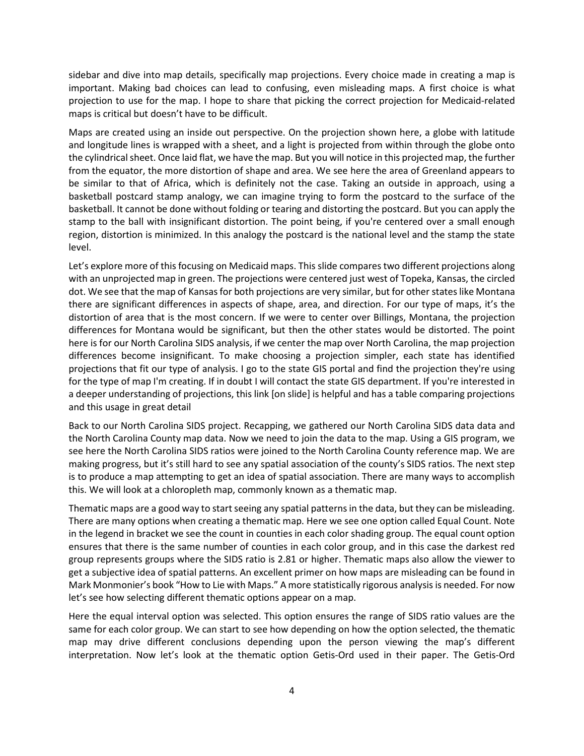sidebar and dive into map details, specifically map projections. Every choice made in creating a map is important. Making bad choices can lead to confusing, even misleading maps. A first choice is what projection to use for the map. I hope to share that picking the correct projection for Medicaid-related maps is critical but doesn't have to be difficult.

Maps are created using an inside out perspective. On the projection shown here, a globe with latitude and longitude lines is wrapped with a sheet, and a light is projected from within through the globe onto the cylindrical sheet. Once laid flat, we have the map. But you will notice in this projected map, the further from the equator, the more distortion of shape and area. We see here the area of Greenland appears to be similar to that of Africa, which is definitely not the case. Taking an outside in approach, using a basketball postcard stamp analogy, we can imagine trying to form the postcard to the surface of the basketball. It cannot be done without folding or tearing and distorting the postcard. But you can apply the stamp to the ball with insignificant distortion. The point being, if you're centered over a small enough region, distortion is minimized. In this analogy the postcard is the national level and the stamp the state level.

Let's explore more of this focusing on Medicaid maps. This slide compares two different projections along with an unprojected map in green. The projections were centered just west of Topeka, Kansas, the circled dot. We see that the map of Kansas for both projections are very similar, but for other states like Montana there are significant differences in aspects of shape, area, and direction. For our type of maps, it's the distortion of area that is the most concern. If we were to center over Billings, Montana, the projection differences for Montana would be significant, but then the other states would be distorted. The point here is for our North Carolina SIDS analysis, if we center the map over North Carolina, the map projection differences become insignificant. To make choosing a projection simpler, each state has identified projections that fit our type of analysis. I go to the state GIS portal and find the projection they're using for the type of map I'm creating. If in doubt I will contact the state GIS department. If you're interested in a deeper understanding of projections, this link [on slide] is helpful and has a table comparing projections and this usage in great detail

Back to our North Carolina SIDS project. Recapping, we gathered our North Carolina SIDS data data and the North Carolina County map data. Now we need to join the data to the map. Using a GIS program, we see here the North Carolina SIDS ratios were joined to the North Carolina County reference map. We are making progress, but it's still hard to see any spatial association of the county's SIDS ratios. The next step is to produce a map attempting to get an idea of spatial association. There are many ways to accomplish this. We will look at a chloropleth map, commonly known as a thematic map.

Thematic maps are a good way to start seeing any spatial patterns in the data, but they can be misleading. There are many options when creating a thematic map. Here we see one option called Equal Count. Note in the legend in bracket we see the count in counties in each color shading group. The equal count option ensures that there is the same number of counties in each color group, and in this case the darkest red group represents groups where the SIDS ratio is 2.81 or higher. Thematic maps also allow the viewer to get a subjective idea of spatial patterns. An excellent primer on how maps are misleading can be found in Mark Monmonier's book "How to Lie with Maps." A more statistically rigorous analysis is needed. For now let's see how selecting different thematic options appear on a map.

Here the equal interval option was selected. This option ensures the range of SIDS ratio values are the same for each color group. We can start to see how depending on how the option selected, the thematic map may drive different conclusions depending upon the person viewing the map's different interpretation. Now let's look at the thematic option Getis-Ord used in their paper. The Getis-Ord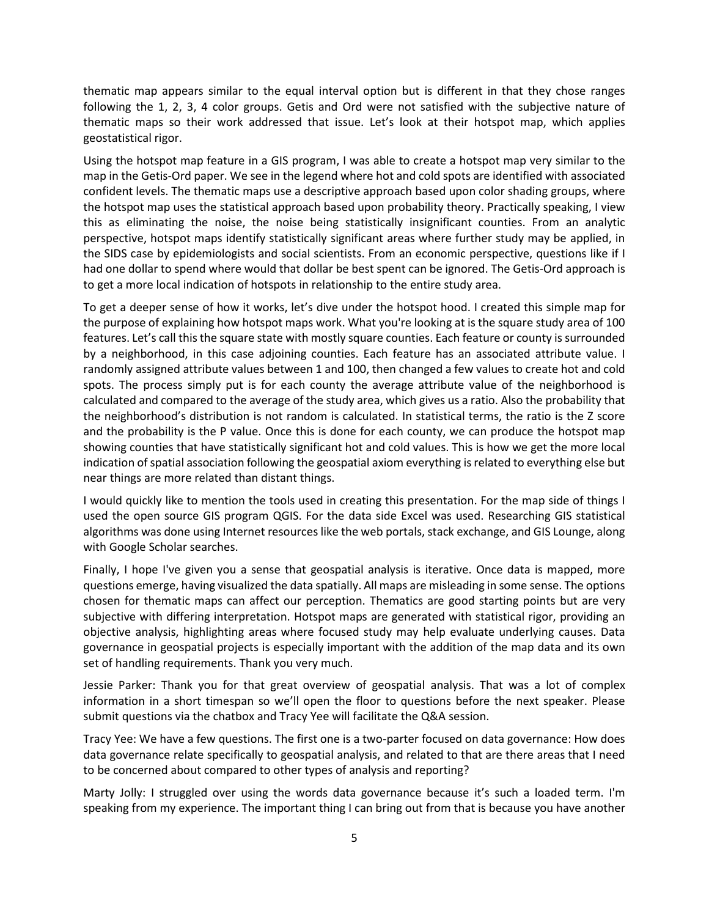thematic map appears similar to the equal interval option but is different in that they chose ranges following the 1, 2, 3, 4 color groups. Getis and Ord were not satisfied with the subjective nature of thematic maps so their work addressed that issue. Let's look at their hotspot map, which applies geostatistical rigor.

Using the hotspot map feature in a GIS program, I was able to create a hotspot map very similar to the map in the Getis-Ord paper. We see in the legend where hot and cold spots are identified with associated confident levels. The thematic maps use a descriptive approach based upon color shading groups, where the hotspot map uses the statistical approach based upon probability theory. Practically speaking, I view this as eliminating the noise, the noise being statistically insignificant counties. From an analytic perspective, hotspot maps identify statistically significant areas where further study may be applied, in the SIDS case by epidemiologists and social scientists. From an economic perspective, questions like if I had one dollar to spend where would that dollar be best spent can be ignored. The Getis-Ord approach is to get a more local indication of hotspots in relationship to the entire study area.

To get a deeper sense of how it works, let's dive under the hotspot hood. I created this simple map for the purpose of explaining how hotspot maps work. What you're looking at is the square study area of 100 features. Let's call this the square state with mostly square counties. Each feature or county is surrounded by a neighborhood, in this case adjoining counties. Each feature has an associated attribute value. I randomly assigned attribute values between 1 and 100, then changed a few values to create hot and cold spots. The process simply put is for each county the average attribute value of the neighborhood is calculated and compared to the average of the study area, which gives us a ratio. Also the probability that the neighborhood's distribution is not random is calculated. In statistical terms, the ratio is the Z score and the probability is the P value. Once this is done for each county, we can produce the hotspot map showing counties that have statistically significant hot and cold values. This is how we get the more local indication of spatial association following the geospatial axiom everything is related to everything else but near things are more related than distant things.

I would quickly like to mention the tools used in creating this presentation. For the map side of things I used the open source GIS program QGIS. For the data side Excel was used. Researching GIS statistical algorithms was done using Internet resources like the web portals, stack exchange, and GIS Lounge, along with Google Scholar searches.

Finally, I hope I've given you a sense that geospatial analysis is iterative. Once data is mapped, more questions emerge, having visualized the data spatially. All maps are misleading in some sense. The options chosen for thematic maps can affect our perception. Thematics are good starting points but are very subjective with differing interpretation. Hotspot maps are generated with statistical rigor, providing an objective analysis, highlighting areas where focused study may help evaluate underlying causes. Data governance in geospatial projects is especially important with the addition of the map data and its own set of handling requirements. Thank you very much.

Jessie Parker: Thank you for that great overview of geospatial analysis. That was a lot of complex information in a short timespan so we'll open the floor to questions before the next speaker. Please submit questions via the chatbox and Tracy Yee will facilitate the Q&A session.

Tracy Yee: We have a few questions. The first one is a two-parter focused on data governance: How does data governance relate specifically to geospatial analysis, and related to that are there areas that I need to be concerned about compared to other types of analysis and reporting?

Marty Jolly: I struggled over using the words data governance because it's such a loaded term. I'm speaking from my experience. The important thing I can bring out from that is because you have another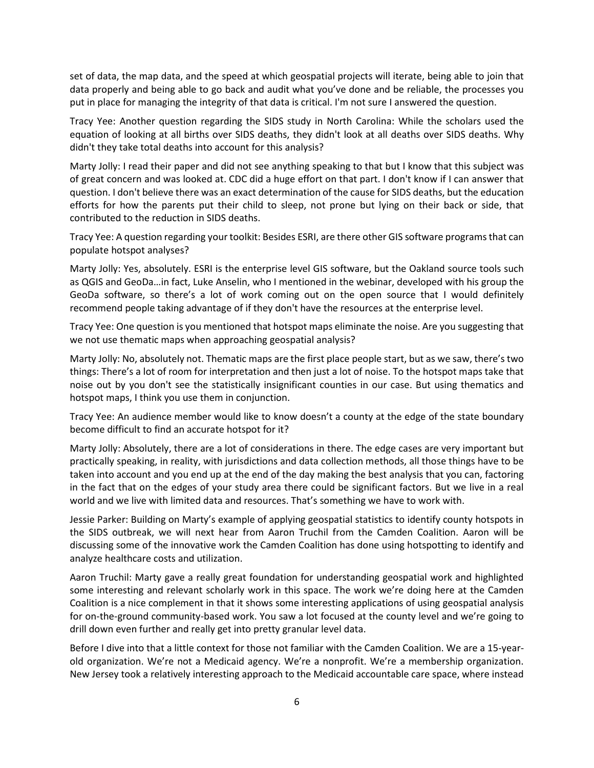set of data, the map data, and the speed at which geospatial projects will iterate, being able to join that data properly and being able to go back and audit what you've done and be reliable, the processes you put in place for managing the integrity of that data is critical. I'm not sure I answered the question.

Tracy Yee: Another question regarding the SIDS study in North Carolina: While the scholars used the equation of looking at all births over SIDS deaths, they didn't look at all deaths over SIDS deaths. Why didn't they take total deaths into account for this analysis?

Marty Jolly: I read their paper and did not see anything speaking to that but I know that this subject was of great concern and was looked at. CDC did a huge effort on that part. I don't know if I can answer that question. I don't believe there was an exact determination of the cause for SIDS deaths, but the education efforts for how the parents put their child to sleep, not prone but lying on their back or side, that contributed to the reduction in SIDS deaths.

Tracy Yee: A question regarding your toolkit: Besides ESRI, are there other GIS software programs that can populate hotspot analyses?

Marty Jolly: Yes, absolutely. ESRI is the enterprise level GIS software, but the Oakland source tools such as QGIS and GeoDa…in fact, Luke Anselin, who I mentioned in the webinar, developed with his group the GeoDa software, so there's a lot of work coming out on the open source that I would definitely recommend people taking advantage of if they don't have the resources at the enterprise level.

Tracy Yee: One question is you mentioned that hotspot maps eliminate the noise. Are you suggesting that we not use thematic maps when approaching geospatial analysis?

Marty Jolly: No, absolutely not. Thematic maps are the first place people start, but as we saw, there's two things: There's a lot of room for interpretation and then just a lot of noise. To the hotspot maps take that noise out by you don't see the statistically insignificant counties in our case. But using thematics and hotspot maps, I think you use them in conjunction.

Tracy Yee: An audience member would like to know doesn't a county at the edge of the state boundary become difficult to find an accurate hotspot for it?

Marty Jolly: Absolutely, there are a lot of considerations in there. The edge cases are very important but practically speaking, in reality, with jurisdictions and data collection methods, all those things have to be taken into account and you end up at the end of the day making the best analysis that you can, factoring in the fact that on the edges of your study area there could be significant factors. But we live in a real world and we live with limited data and resources. That's something we have to work with.

Jessie Parker: Building on Marty's example of applying geospatial statistics to identify county hotspots in the SIDS outbreak, we will next hear from Aaron Truchil from the Camden Coalition. Aaron will be discussing some of the innovative work the Camden Coalition has done using hotspotting to identify and analyze healthcare costs and utilization.

Aaron Truchil: Marty gave a really great foundation for understanding geospatial work and highlighted some interesting and relevant scholarly work in this space. The work we're doing here at the Camden Coalition is a nice complement in that it shows some interesting applications of using geospatial analysis for on-the-ground community-based work. You saw a lot focused at the county level and we're going to drill down even further and really get into pretty granular level data.

Before I dive into that a little context for those not familiar with the Camden Coalition. We are a 15-year-old organization. We're not a Medicaid agency. We're a nonprofit. We're a membership organization. New Jersey took a relatively interesting approach to the Medicaid accountable care space, where instead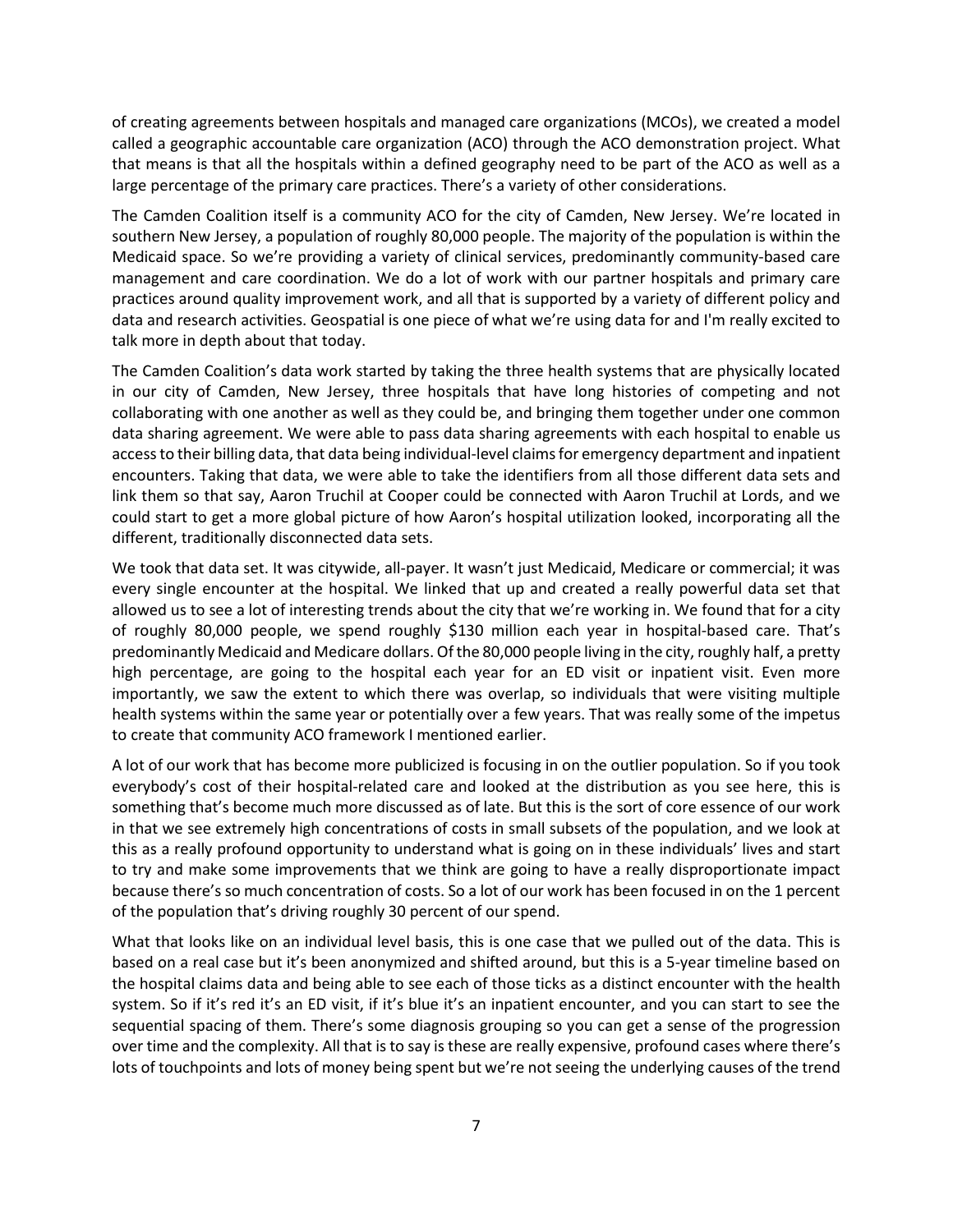of creating agreements between hospitals and managed care organizations (MCOs), we created a model called a geographic accountable care organization (ACO) through the ACO demonstration project. What that means is that all the hospitals within a defined geography need to be part of the ACO as well as a large percentage of the primary care practices. There's a variety of other considerations.

The Camden Coalition itself is a community ACO for the city of Camden, New Jersey. We're located in southern New Jersey, a population of roughly 80,000 people. The majority of the population is within the Medicaid space. So we're providing a variety of clinical services, predominantly community-based care management and care coordination. We do a lot of work with our partner hospitals and primary care practices around quality improvement work, and all that is supported by a variety of different policy and data and research activities. Geospatial is one piece of what we're using data for and I'm really excited to talk more in depth about that today.

The Camden Coalition's data work started by taking the three health systems that are physically located in our city of Camden, New Jersey, three hospitals that have long histories of competing and not collaborating with one another as well as they could be, and bringing them together under one common data sharing agreement. We were able to pass data sharing agreements with each hospital to enable us access to their billing data, that data being individual-level claims for emergency department and inpatient encounters. Taking that data, we were able to take the identifiers from all those different data sets and link them so that say, Aaron Truchil at Cooper could be connected with Aaron Truchil at Lords, and we could start to get a more global picture of how Aaron's hospital utilization looked, incorporating all the different, traditionally disconnected data sets.

We took that data set. It was citywide, all-payer. It wasn't just Medicaid, Medicare or commercial; it was every single encounter at the hospital. We linked that up and created a really powerful data set that allowed us to see a lot of interesting trends about the city that we're working in. We found that for a city of roughly 80,000 people, we spend roughly $130 million each year in hospital-based care. That's predominantly Medicaid and Medicare dollars. Of the 80,000 people living in the city, roughly half, a pretty high percentage, are going to the hospital each year for an ED visit or inpatient visit. Even more importantly, we saw the extent to which there was overlap, so individuals that were visiting multiple health systems within the same year or potentially over a few years. That was really some of the impetus to create that community ACO framework I mentioned earlier.

A lot of our work that has become more publicized is focusing in on the outlier population. So if you took everybody's cost of their hospital-related care and looked at the distribution as you see here, this is something that's become much more discussed as of late. But this is the sort of core essence of our work in that we see extremely high concentrations of costs in small subsets of the population, and we look at this as a really profound opportunity to understand what is going on in these individuals' lives and start to try and make some improvements that we think are going to have a really disproportionate impact because there's so much concentration of costs. So a lot of our work has been focused in on the 1 percent of the population that's driving roughly 30 percent of our spend.

What that looks like on an individual level basis, this is one case that we pulled out of the data. This is based on a real case but it's been anonymized and shifted around, but this is a 5-year timeline based on the hospital claims data and being able to see each of those ticks as a distinct encounter with the health system. So if it's red it's an ED visit, if it's blue it's an inpatient encounter, and you can start to see the sequential spacing of them. There's some diagnosis grouping so you can get a sense of the progression over time and the complexity. All that is to say is these are really expensive, profound cases where there's lots of touchpoints and lots of money being spent but we're not seeing the underlying causes of the trend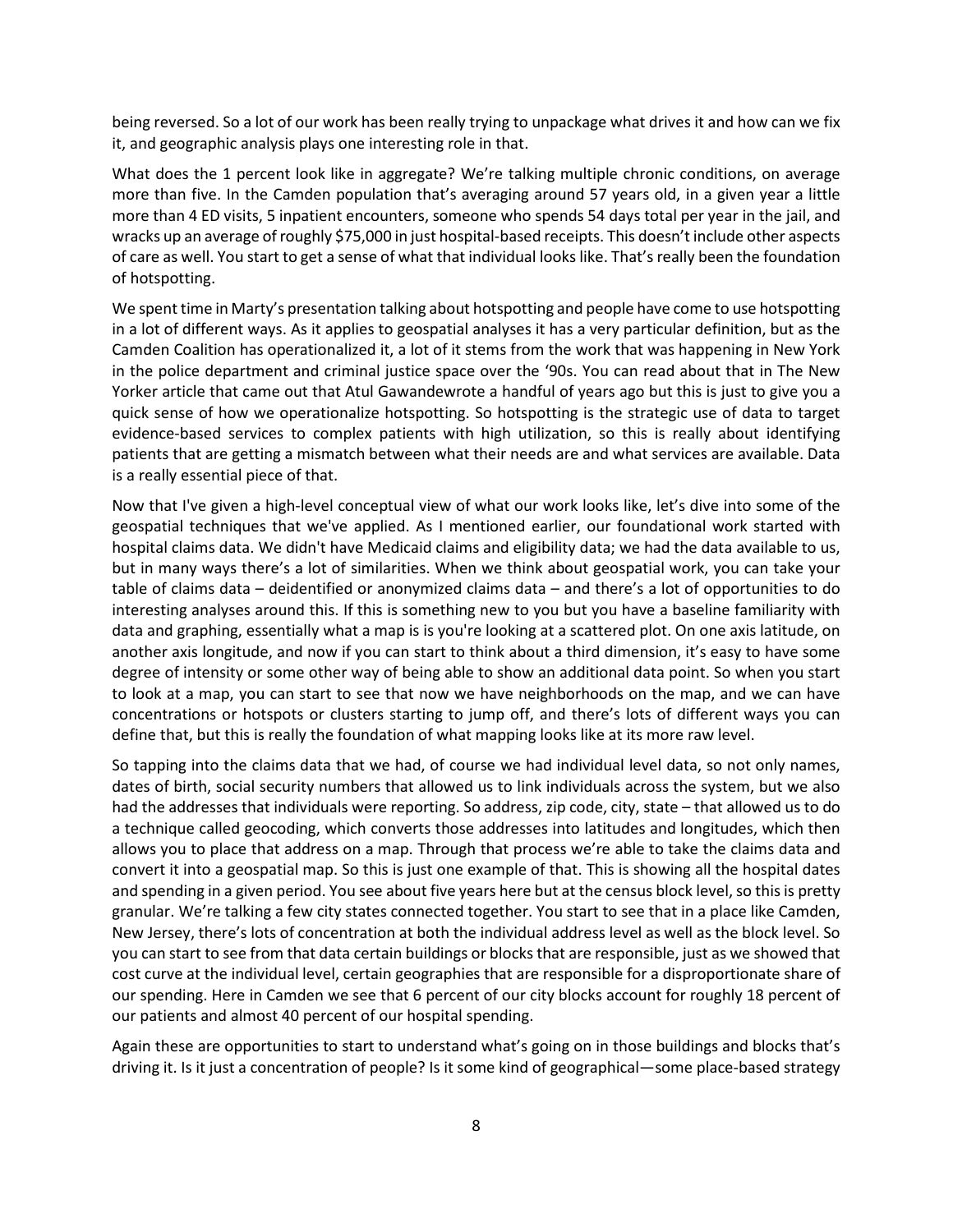being reversed. So a lot of our work has been really trying to unpackage what drives it and how can we fix it, and geographic analysis plays one interesting role in that.

What does the 1 percent look like in aggregate? We're talking multiple chronic conditions, on average more than five. In the Camden population that's averaging around 57 years old, in a given year a little more than 4 ED visits, 5 inpatient encounters, someone who spends 54 days total per year in the jail, and wracks up an average of roughly $75,000 in just hospital-based receipts. This doesn't include other aspects of care as well. You start to get a sense of what that individual looks like. That's really been the foundation of hotspotting.

We spent time in Marty's presentation talking about hotspotting and people have come to use hotspotting in a lot of different ways. As it applies to geospatial analyses it has a very particular definition, but as the Camden Coalition has operationalized it, a lot of it stems from the work that was happening in New York in the police department and criminal justice space over the '90s. You can read about that in The New Yorker article that came out that Atul Gawandewrote a handful of years ago but this is just to give you a quick sense of how we operationalize hotspotting. So hotspotting is the strategic use of data to target evidence-based services to complex patients with high utilization, so this is really about identifying patients that are getting a mismatch between what their needs are and what services are available. Data is a really essential piece of that.

Now that I've given a high-level conceptual view of what our work looks like, let's dive into some of the geospatial techniques that we've applied. As I mentioned earlier, our foundational work started with hospital claims data. We didn't have Medicaid claims and eligibility data; we had the data available to us, but in many ways there's a lot of similarities. When we think about geospatial work, you can take your table of claims data – deidentified or anonymized claims data – and there's a lot of opportunities to do interesting analyses around this. If this is something new to you but you have a baseline familiarity with data and graphing, essentially what a map is is you're looking at a scattered plot. On one axis latitude, on another axis longitude, and now if you can start to think about a third dimension, it's easy to have some degree of intensity or some other way of being able to show an additional data point. So when you start to look at a map, you can start to see that now we have neighborhoods on the map, and we can have concentrations or hotspots or clusters starting to jump off, and there's lots of different ways you can define that, but this is really the foundation of what mapping looks like at its more raw level.

So tapping into the claims data that we had, of course we had individual level data, so not only names, dates of birth, social security numbers that allowed us to link individuals across the system, but we also had the addresses that individuals were reporting. So address, zip code, city, state – that allowed us to do a technique called geocoding, which converts those addresses into latitudes and longitudes, which then allows you to place that address on a map. Through that process we're able to take the claims data and convert it into a geospatial map. So this is just one example of that. This is showing all the hospital dates and spending in a given period. You see about five years here but at the census block level, so this is pretty granular. We're talking a few city states connected together. You start to see that in a place like Camden, New Jersey, there's lots of concentration at both the individual address level as well as the block level. So you can start to see from that data certain buildings or blocks that are responsible, just as we showed that cost curve at the individual level, certain geographies that are responsible for a disproportionate share of our spending. Here in Camden we see that 6 percent of our city blocks account for roughly 18 percent of our patients and almost 40 percent of our hospital spending.

Again these are opportunities to start to understand what's going on in those buildings and blocks that's driving it. Is it just a concentration of people? Is it some kind of geographical—some place-based strategy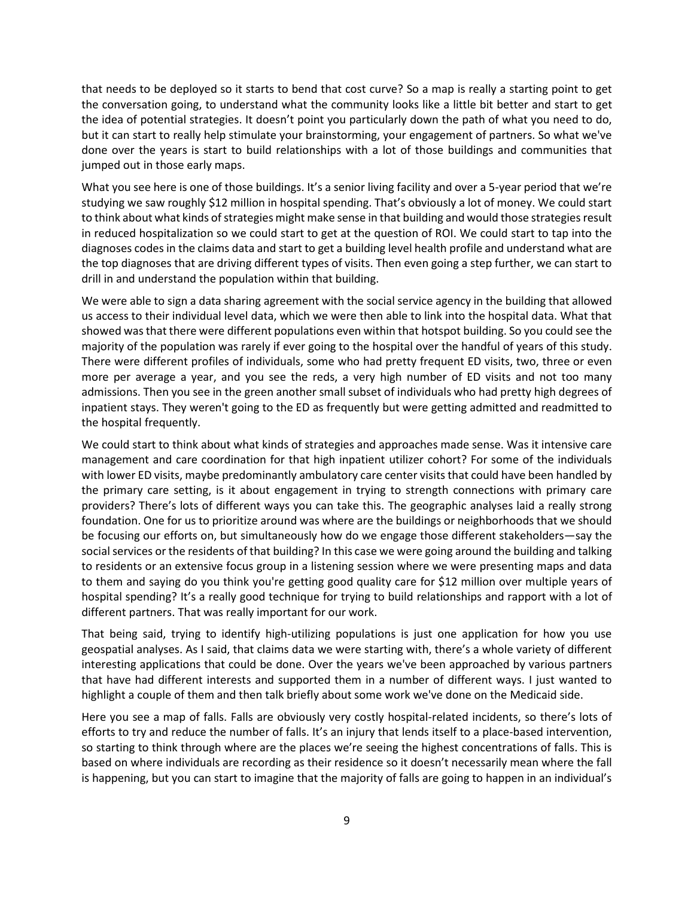that needs to be deployed so it starts to bend that cost curve? So a map is really a starting point to get the conversation going, to understand what the community looks like a little bit better and start to get the idea of potential strategies. It doesn't point you particularly down the path of what you need to do, but it can start to really help stimulate your brainstorming, your engagement of partners. So what we've done over the years is start to build relationships with a lot of those buildings and communities that jumped out in those early maps.

What you see here is one of those buildings. It's a senior living facility and over a 5-year period that we're studying we saw roughly $12 million in hospital spending. That's obviously a lot of money. We could start to think about what kinds of strategies might make sense in that building and would those strategies result in reduced hospitalization so we could start to get at the question of ROI. We could start to tap into the diagnoses codes in the claims data and start to get a building level health profile and understand what are the top diagnoses that are driving different types of visits. Then even going a step further, we can start to drill in and understand the population within that building.

We were able to sign a data sharing agreement with the social service agency in the building that allowed us access to their individual level data, which we were then able to link into the hospital data. What that showed was that there were different populations even within that hotspot building. So you could see the majority of the population was rarely if ever going to the hospital over the handful of years of this study. There were different profiles of individuals, some who had pretty frequent ED visits, two, three or even more per average a year, and you see the reds, a very high number of ED visits and not too many admissions. Then you see in the green another small subset of individuals who had pretty high degrees of inpatient stays. They weren't going to the ED as frequently but were getting admitted and readmitted to the hospital frequently.

We could start to think about what kinds of strategies and approaches made sense. Was it intensive care management and care coordination for that high inpatient utilizer cohort? For some of the individuals with lower ED visits, maybe predominantly ambulatory care center visits that could have been handled by the primary care setting, is it about engagement in trying to strength connections with primary care providers? There's lots of different ways you can take this. The geographic analyses laid a really strong foundation. One for us to prioritize around was where are the buildings or neighborhoods that we should be focusing our efforts on, but simultaneously how do we engage those different stakeholders—say the social services or the residents of that building? In this case we were going around the building and talking to residents or an extensive focus group in a listening session where we were presenting maps and data to them and saying do you think you're getting good quality care for $12 million over multiple years of hospital spending? It's a really good technique for trying to build relationships and rapport with a lot of different partners. That was really important for our work.

That being said, trying to identify high-utilizing populations is just one application for how you use geospatial analyses. As I said, that claims data we were starting with, there's a whole variety of different interesting applications that could be done. Over the years we've been approached by various partners that have had different interests and supported them in a number of different ways. I just wanted to highlight a couple of them and then talk briefly about some work we've done on the Medicaid side.

Here you see a map of falls. Falls are obviously very costly hospital-related incidents, so there's lots of efforts to try and reduce the number of falls. It's an injury that lends itself to a place-based intervention, so starting to think through where are the places we're seeing the highest concentrations of falls. This is based on where individuals are recording as their residence so it doesn't necessarily mean where the fall is happening, but you can start to imagine that the majority of falls are going to happen in an individual's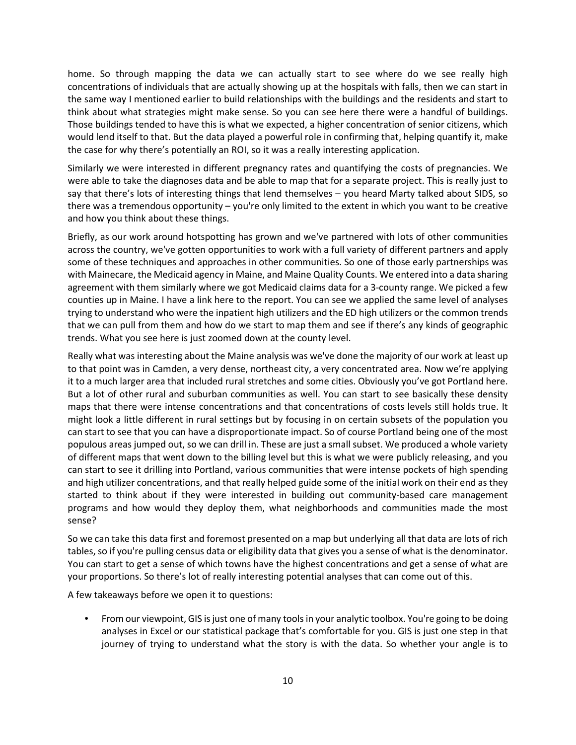home. So through mapping the data we can actually start to see where do we see really high concentrations of individuals that are actually showing up at the hospitals with falls, then we can start in the same way I mentioned earlier to build relationships with the buildings and the residents and start to think about what strategies might make sense. So you can see here there were a handful of buildings. Those buildings tended to have this is what we expected, a higher concentration of senior citizens, which would lend itself to that. But the data played a powerful role in confirming that, helping quantify it, make the case for why there's potentially an ROI, so it was a really interesting application.

Similarly we were interested in different pregnancy rates and quantifying the costs of pregnancies. We were able to take the diagnoses data and be able to map that for a separate project. This is really just to say that there's lots of interesting things that lend themselves – you heard Marty talked about SIDS, so there was a tremendous opportunity – you're only limited to the extent in which you want to be creative and how you think about these things.

Briefly, as our work around hotspotting has grown and we've partnered with lots of other communities across the country, we've gotten opportunities to work with a full variety of different partners and apply some of these techniques and approaches in other communities. So one of those early partnerships was with Mainecare, the Medicaid agency in Maine, and Maine Quality Counts. We entered into a data sharing agreement with them similarly where we got Medicaid claims data for a 3-county range. We picked a few counties up in Maine. I have a link here to the report. You can see we applied the same level of analyses trying to understand who were the inpatient high utilizers and the ED high utilizers or the common trends that we can pull from them and how do we start to map them and see if there's any kinds of geographic trends. What you see here is just zoomed down at the county level.

Really what was interesting about the Maine analysis was we've done the majority of our work at least up to that point was in Camden, a very dense, northeast city, a very concentrated area. Now we're applying it to a much larger area that included rural stretches and some cities. Obviously you've got Portland here. But a lot of other rural and suburban communities as well. You can start to see basically these density maps that there were intense concentrations and that concentrations of costs levels still holds true. It might look a little different in rural settings but by focusing in on certain subsets of the population you can start to see that you can have a disproportionate impact. So of course Portland being one of the most populous areas jumped out, so we can drill in. These are just a small subset. We produced a whole variety of different maps that went down to the billing level but this is what we were publicly releasing, and you can start to see it drilling into Portland, various communities that were intense pockets of high spending and high utilizer concentrations, and that really helped guide some of the initial work on their end as they started to think about if they were interested in building out community-based care management programs and how would they deploy them, what neighborhoods and communities made the most sense?

So we can take this data first and foremost presented on a map but underlying all that data are lots of rich tables, so if you're pulling census data or eligibility data that gives you a sense of what is the denominator. You can start to get a sense of which towns have the highest concentrations and get a sense of what are your proportions. So there's lot of really interesting potential analyses that can come out of this.

A few takeaways before we open it to questions:

- From our viewpoint, GIS is just one of many tools in your analytic toolbox. You're going to be doing analyses in Excel or our statistical package that's comfortable for you. GIS is just one step in that journey of trying to understand what the story is with the data. So whether your angle is to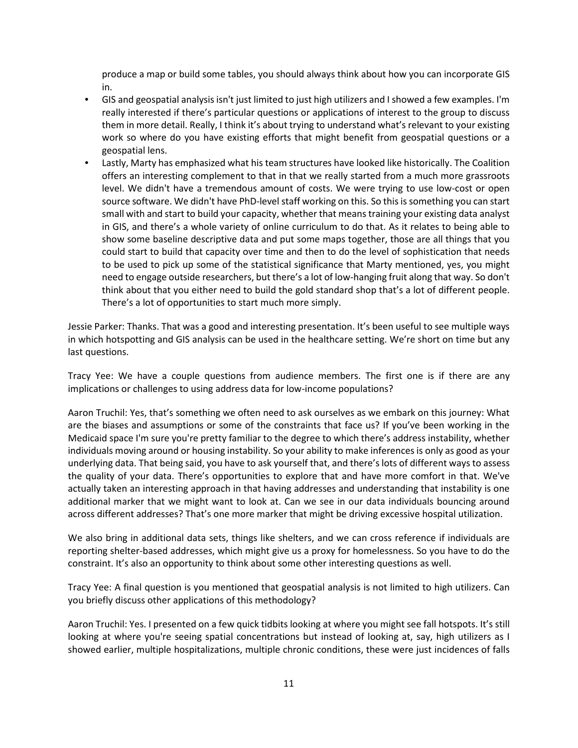produce a map or build some tables, you should always think about how you can incorporate GIS in.

- GIS and geospatial analysis isn't just limited to just high utilizers and I showed a few examples. I'm really interested if there's particular questions or applications of interest to the group to discuss them in more detail. Really, I think it's about trying to understand what's relevant to your existing work so where do you have existing efforts that might benefit from geospatial questions or a geospatial lens.
- Lastly, Marty has emphasized what his team structures have looked like historically. The Coalition offers an interesting complement to that in that we really started from a much more grassroots level. We didn't have a tremendous amount of costs. We were trying to use low-cost or open source software. We didn't have PhD-level staff working on this. So this is something you can start small with and start to build your capacity, whether that means training your existing data analyst in GIS, and there's a whole variety of online curriculum to do that. As it relates to being able to show some baseline descriptive data and put some maps together, those are all things that you could start to build that capacity over time and then to do the level of sophistication that needs to be used to pick up some of the statistical significance that Marty mentioned, yes, you might need to engage outside researchers, but there's a lot of low-hanging fruit along that way. So don't think about that you either need to build the gold standard shop that's a lot of different people. There's a lot of opportunities to start much more simply.

Jessie Parker: Thanks. That was a good and interesting presentation. It's been useful to see multiple ways in which hotspotting and GIS analysis can be used in the healthcare setting. We're short on time but any last questions.

Tracy Yee: We have a couple questions from audience members. The first one is if there are any implications or challenges to using address data for low-income populations?

Aaron Truchil: Yes, that's something we often need to ask ourselves as we embark on this journey: What are the biases and assumptions or some of the constraints that face us? If you've been working in the Medicaid space I'm sure you're pretty familiar to the degree to which there's address instability, whether individuals moving around or housing instability. So your ability to make inferences is only as good as your underlying data. That being said, you have to ask yourself that, and there's lots of different ways to assess the quality of your data. There's opportunities to explore that and have more comfort in that. We've actually taken an interesting approach in that having addresses and understanding that instability is one additional marker that we might want to look at. Can we see in our data individuals bouncing around across different addresses? That's one more marker that might be driving excessive hospital utilization.

We also bring in additional data sets, things like shelters, and we can cross reference if individuals are reporting shelter-based addresses, which might give us a proxy for homelessness. So you have to do the constraint. It's also an opportunity to think about some other interesting questions as well.

Tracy Yee: A final question is you mentioned that geospatial analysis is not limited to high utilizers. Can you briefly discuss other applications of this methodology?

Aaron Truchil: Yes. I presented on a few quick tidbits looking at where you might see fall hotspots. It's still looking at where you're seeing spatial concentrations but instead of looking at, say, high utilizers as I showed earlier, multiple hospitalizations, multiple chronic conditions, these were just incidences of falls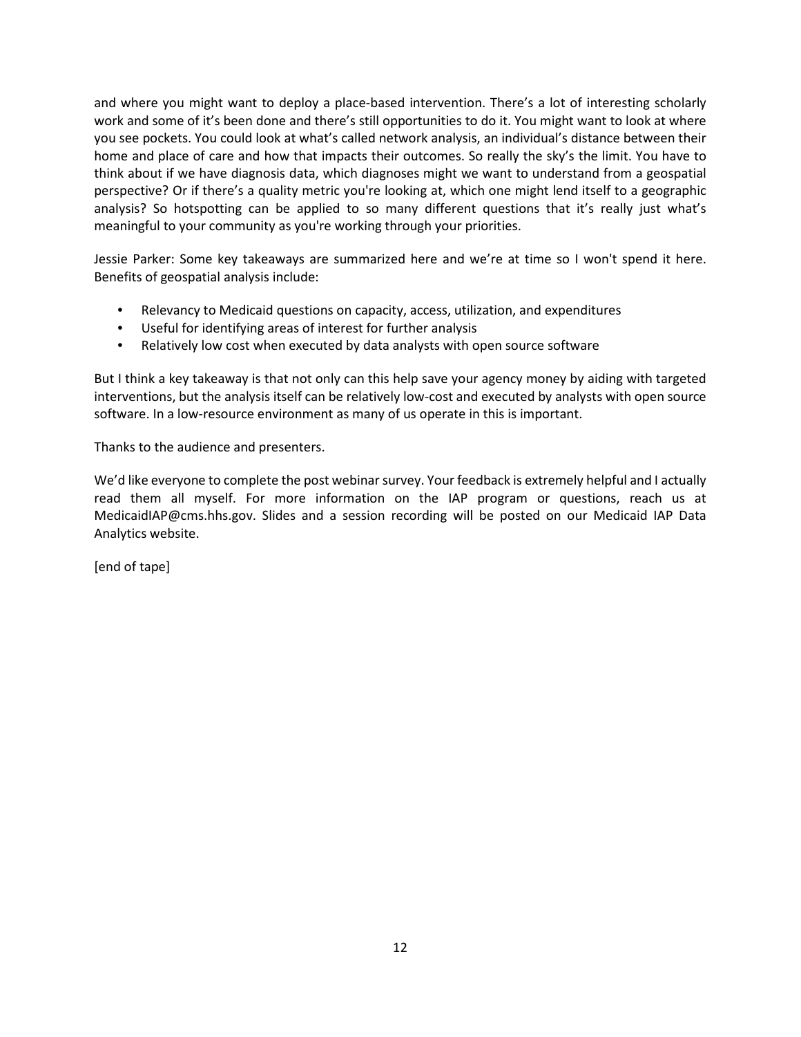and where you might want to deploy a place-based intervention. There's a lot of interesting scholarly work and some of it's been done and there's still opportunities to do it. You might want to look at where you see pockets. You could look at what's called network analysis, an individual's distance between their home and place of care and how that impacts their outcomes. So really the sky's the limit. You have to think about if we have diagnosis data, which diagnoses might we want to understand from a geospatial perspective? Or if there's a quality metric you're looking at, which one might lend itself to a geographic analysis? So hotspotting can be applied to so many different questions that it's really just what's meaningful to your community as you're working through your priorities.

Jessie Parker: Some key takeaways are summarized here and we're at time so I won't spend it here. Benefits of geospatial analysis include:

- Relevancy to Medicaid questions on capacity, access, utilization, and expenditures
- Useful for identifying areas of interest for further analysis
- Relatively low cost when executed by data analysts with open source software

But I think a key takeaway is that not only can this help save your agency money by aiding with targeted interventions, but the analysis itself can be relatively low-cost and executed by analysts with open source software. In a low-resource environment as many of us operate in this is important.

Thanks to the audience and presenters.

We'd like everyone to complete the post webinar survey. Your feedback is extremely helpful and I actually read them all myself. For more information on the IAP program or questions, reach us at MedicaidIAP@cms.hhs.gov. Slides and a session recording will be posted on our Medicaid IAP Data Analytics website.

[end of tape]